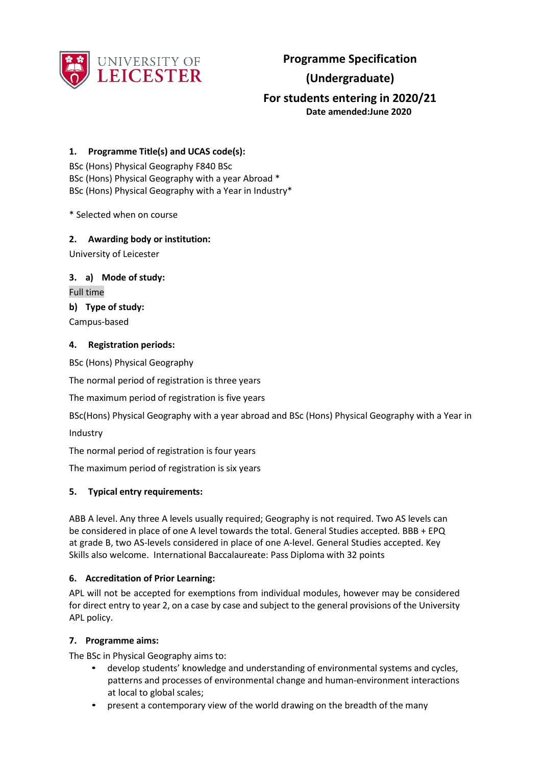UNIVERSITY OF LEICESTER

# Programme Specification (Undergraduate)

## For students entering in 2020/21

**Date amended:June 2020**

### 1. Programme Title(s) and UCAS code(s):

BSc (Hons) Physical Geography F840 BSc
BSc (Hons) Physical Geography with a year Abroad *
BSc (Hons) Physical Geography with a Year in Industry*

* Selected when on course

### 2. Awarding body or institution:

University of Leicester

### 3. a) Mode of study:

Full time

**b) Type of study:**

Campus-based

### 4. Registration periods:

BSc (Hons) Physical Geography

The normal period of registration is three years

The maximum period of registration is five years

BSc(Hons) Physical Geography with a year abroad and BSc (Hons) Physical Geography with a Year in Industry

The normal period of registration is four years

The maximum period of registration is six years

### 5. Typical entry requirements:

ABB A level. Any three A levels usually required; Geography is not required. Two AS levels can be considered in place of one A level towards the total. General Studies accepted. BBB + EPQ at grade B, two AS-levels considered in place of one A-level. General Studies accepted. Key Skills also welcome. International Baccalaureate: Pass Diploma with 32 points

### 6. Accreditation of Prior Learning:

APL will not be accepted for exemptions from individual modules, however may be considered for direct entry to year 2, on a case by case and subject to the general provisions of the University APL policy.

### 7. Programme aims:

The BSc in Physical Geography aims to:

- develop students' knowledge and understanding of environmental systems and cycles, patterns and processes of environmental change and human-environment interactions at local to global scales;
- present a contemporary view of the world drawing on the breadth of the many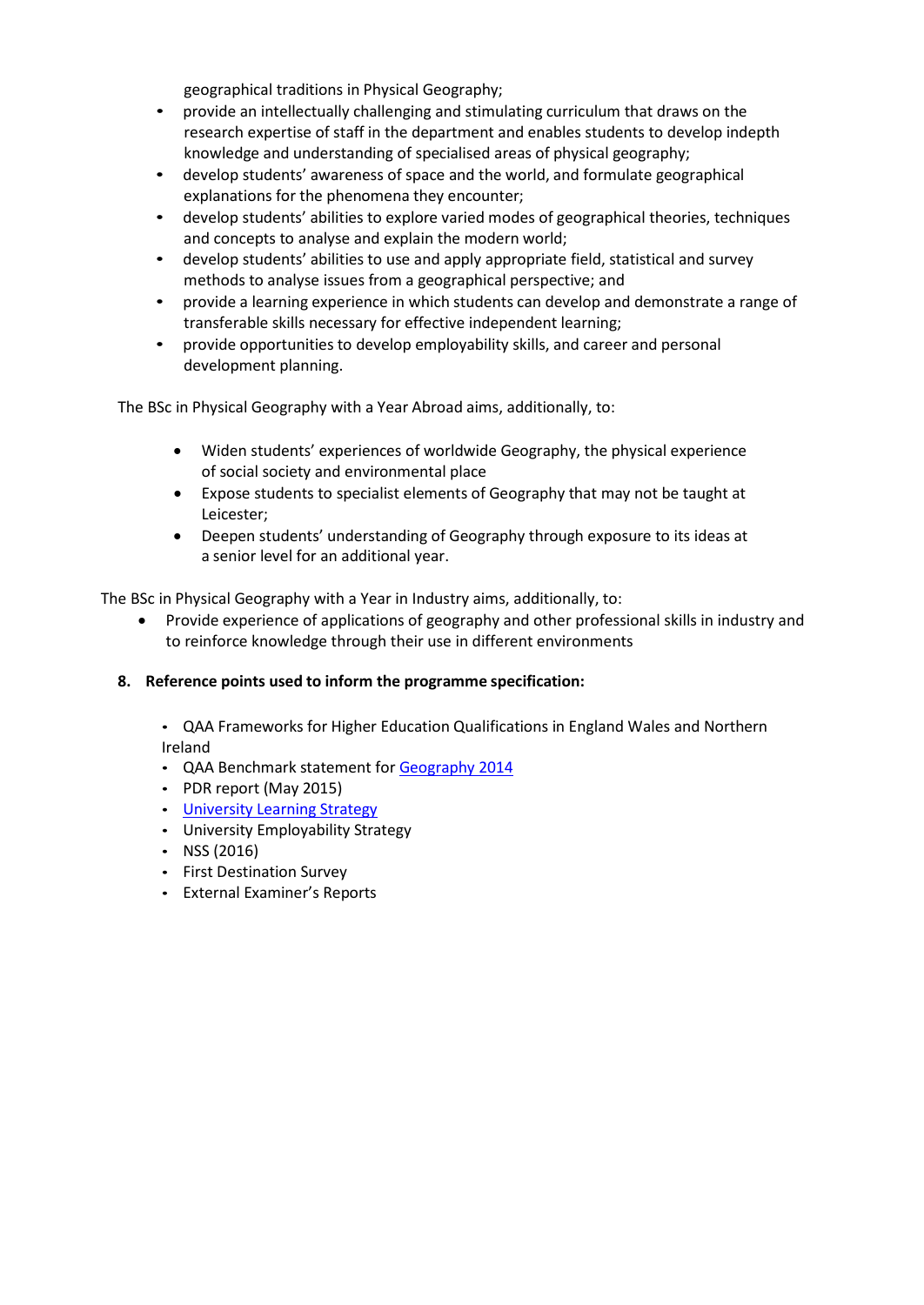geographical traditions in Physical Geography;

- provide an intellectually challenging and stimulating curriculum that draws on the research expertise of staff in the department and enables students to develop indepth knowledge and understanding of specialised areas of physical geography;
- develop students' awareness of space and the world, and formulate geographical explanations for the phenomena they encounter;
- develop students' abilities to explore varied modes of geographical theories, techniques and concepts to analyse and explain the modern world;
- develop students' abilities to use and apply appropriate field, statistical and survey methods to analyse issues from a geographical perspective; and
- provide a learning experience in which students can develop and demonstrate a range of transferable skills necessary for effective independent learning;
- provide opportunities to develop employability skills, and career and personal development planning.

The BSc in Physical Geography with a Year Abroad aims, additionally, to:

- Widen students' experiences of worldwide Geography, the physical experience of social society and environmental place
- Expose students to specialist elements of Geography that may not be taught at Leicester;
- Deepen students' understanding of Geography through exposure to its ideas at a senior level for an additional year.

The BSc in Physical Geography with a Year in Industry aims, additionally, to:

- Provide experience of applications of geography and other professional skills in industry and to reinforce knowledge through their use in different environments

## 8. Reference points used to inform the programme specification:

- QAA Frameworks for Higher Education Qualifications in England Wales and Northern Ireland
- QAA Benchmark statement for Geography 2014
- PDR report (May 2015)
- University Learning Strategy
- University Employability Strategy
- NSS (2016)
- First Destination Survey
- External Examiner's Reports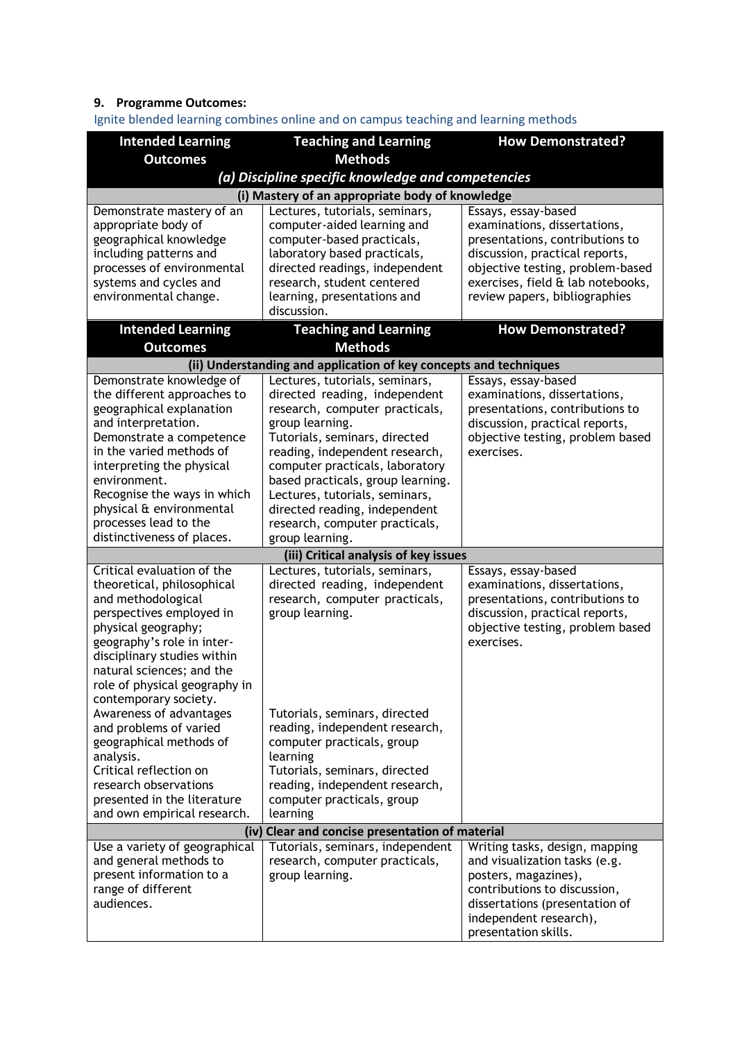### 9. Programme Outcomes:

Ignite blended learning combines online and on campus teaching and learning methods

| Intended Learning Outcomes | Teaching and Learning Methods | How Demonstrated? |
|---|---|---|
| ***(a) Discipline specific knowledge and competencies*** | | |
| **(i) Mastery of an appropriate body of knowledge** | | |
| Demonstrate mastery of an appropriate body of geographical knowledge including patterns and processes of environmental systems and cycles and environmental change. | Lectures, tutorials, seminars, computer-aided learning and computer-based practicals, laboratory based practicals, directed readings, independent research, student centered learning, presentations and discussion. | Essays, essay-based examinations, dissertations, presentations, contributions to discussion, practical reports, objective testing, problem-based exercises, field & lab notebooks, review papers, bibliographies |
| **Intended Learning Outcomes** | **Teaching and Learning Methods** | **How Demonstrated?** |
| **(ii) Understanding and application of key concepts and techniques** | | |
| Demonstrate knowledge of the different approaches to geographical explanation and interpretation.<br>Demonstrate a competence in the varied methods of interpreting the physical environment.<br>Recognise the ways in which physical & environmental processes lead to the distinctiveness of places. | Lectures, tutorials, seminars, directed reading, independent research, computer practicals, group learning.<br>Tutorials, seminars, directed reading, independent research, computer practicals, laboratory based practicals, group learning.<br>Lectures, tutorials, seminars, directed reading, independent research, computer practicals, group learning. | Essays, essay-based examinations, dissertations, presentations, contributions to discussion, practical reports, objective testing, problem based exercises. |
| **(iii) Critical analysis of key issues** | | |
| Critical evaluation of the theoretical, philosophical and methodological perspectives employed in physical geography; geography's role in inter-disciplinary studies within natural sciences; and the role of physical geography in contemporary society.<br>Awareness of advantages and problems of varied geographical methods of analysis.<br>Critical reflection on research observations presented in the literature and own empirical research. | Lectures, tutorials, seminars, directed reading, independent research, computer practicals, group learning.<br>Tutorials, seminars, directed reading, independent research, computer practicals, group learning<br>Tutorials, seminars, directed reading, independent research, computer practicals, group learning | Essays, essay-based examinations, dissertations, presentations, contributions to discussion, practical reports, objective testing, problem based exercises. |
| **(iv) Clear and concise presentation of material** | | |
| Use a variety of geographical and general methods to present information to a range of different audiences. | Tutorials, seminars, independent research, computer practicals, group learning. | Writing tasks, design, mapping and visualization tasks (e.g. posters, magazines), contributions to discussion, dissertations (presentation of independent research), presentation skills. |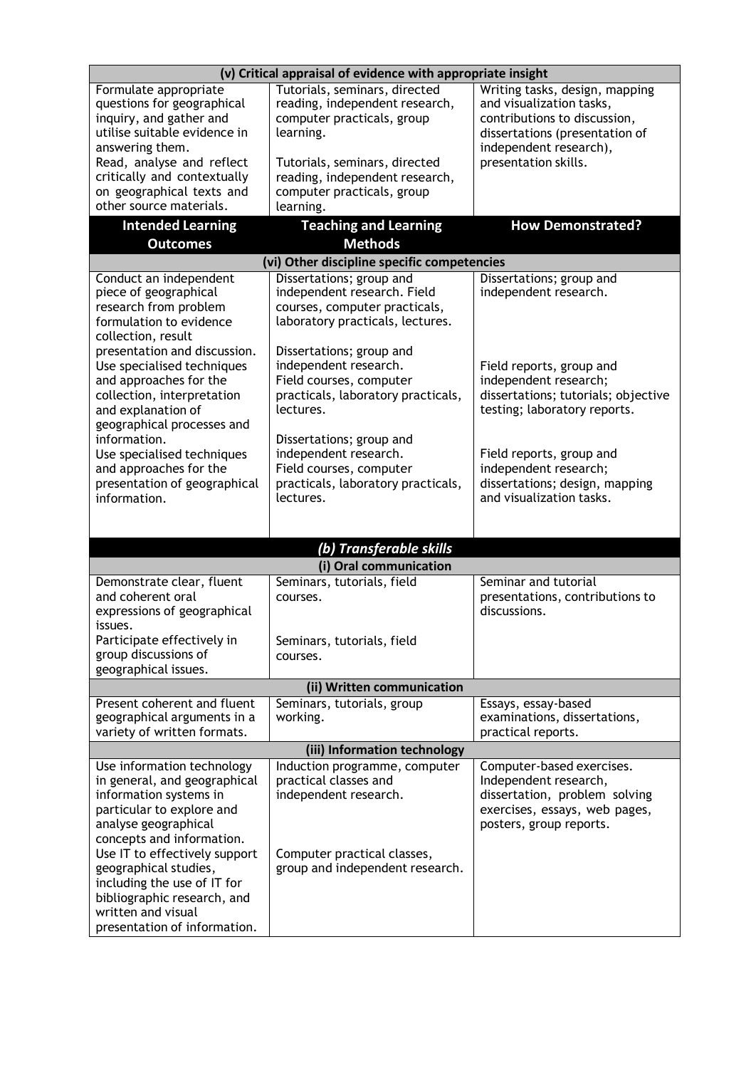| (v) Critical appraisal of evidence with appropriate insight | | |
|---|---|---|
| Formulate appropriate questions for geographical inquiry, and gather and utilise suitable evidence in answering them. | Tutorials, seminars, directed reading, independent research, computer practicals, group learning. | Writing tasks, design, mapping and visualization tasks, contributions to discussion, dissertations (presentation of independent research), presentation skills. |
| Read, analyse and reflect critically and contextually on geographical texts and other source materials. | Tutorials, seminars, directed reading, independent research, computer practicals, group learning. | |

| **Intended Learning Outcomes** | **Teaching and Learning Methods** | **How Demonstrated?** |
|---|---|---|
| **(vi) Other discipline specific competencies** | | |
| Conduct an independent piece of geographical research from problem formulation to evidence collection, result presentation and discussion. | Dissertations; group and independent research. Field courses, computer practicals, laboratory practicals, lectures. | Dissertations; group and independent research. |
| Use specialised techniques and approaches for the collection, interpretation and explanation of geographical processes and information. | Dissertations; group and independent research. Field courses, computer practicals, laboratory practicals, lectures. | Field reports, group and independent research; dissertations; tutorials; objective testing; laboratory reports. |
| Use specialised techniques and approaches for the presentation of geographical information. | Dissertations; group and independent research. Field courses, computer practicals, laboratory practicals, lectures. | Field reports, group and independent research; dissertations; design, mapping and visualization tasks. |
| ***(b) Transferable skills*** | | |
| **(i) Oral communication** | | |
| Demonstrate clear, fluent and coherent oral expressions of geographical issues. | Seminars, tutorials, field courses. | Seminar and tutorial presentations, contributions to discussions. |
| Participate effectively in group discussions of geographical issues. | Seminars, tutorials, field courses. | |
| **(ii) Written communication** | | |
| Present coherent and fluent geographical arguments in a variety of written formats. | Seminars, tutorials, group working. | Essays, essay-based examinations, dissertations, practical reports. |
| **(iii) Information technology** | | |
| Use information technology in general, and geographical information systems in particular to explore and analyse geographical concepts and information. | Induction programme, computer practical classes and independent research. | Computer-based exercises. Independent research, dissertation, problem solving exercises, essays, web pages, posters, group reports. |
| Use IT to effectively support geographical studies, including the use of IT for bibliographic research, and written and visual presentation of information. | Computer practical classes, group and independent research. | |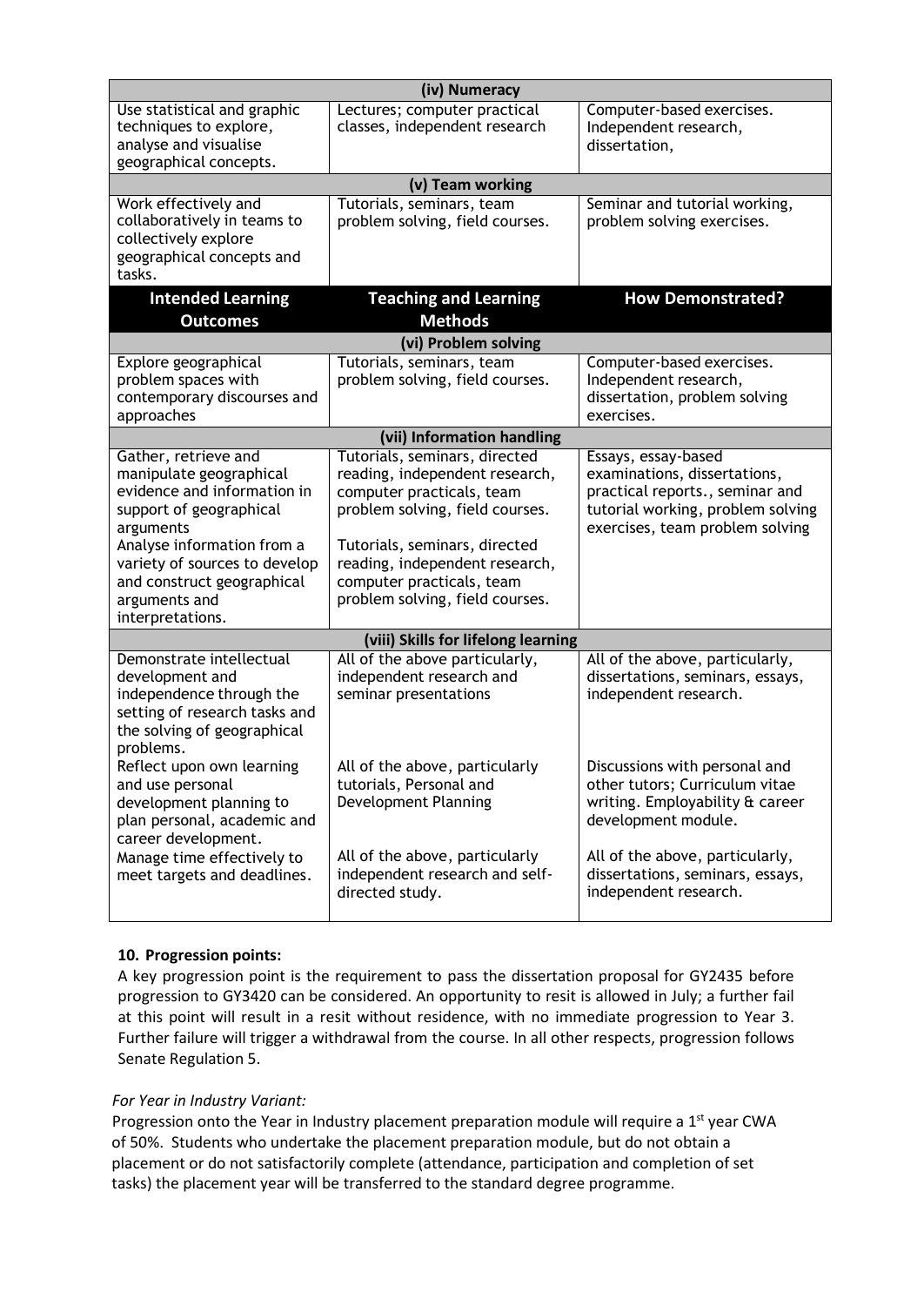| (iv) Numeracy | | |
|---|---|---|
| Use statistical and graphic techniques to explore, analyse and visualise geographical concepts. | Lectures; computer practical classes, independent research | Computer-based exercises. Independent research, dissertation, |
| **(v) Team working** | | |
| Work effectively and collaboratively in teams to collectively explore geographical concepts and tasks. | Tutorials, seminars, team problem solving, field courses. | Seminar and tutorial working, problem solving exercises. |
| **Intended Learning Outcomes** | **Teaching and Learning Methods** | **How Demonstrated?** |
| **(vi) Problem solving** | | |
| Explore geographical problem spaces with contemporary discourses and approaches | Tutorials, seminars, team problem solving, field courses. | Computer-based exercises. Independent research, dissertation, problem solving exercises. |
| **(vii) Information handling** | | |
| Gather, retrieve and manipulate geographical evidence and information in support of geographical arguments<br>Analyse information from a variety of sources to develop and construct geographical arguments and interpretations. | Tutorials, seminars, directed reading, independent research, computer practicals, team problem solving, field courses.<br><br>Tutorials, seminars, directed reading, independent research, computer practicals, team problem solving, field courses. | Essays, essay-based examinations, dissertations, practical reports., seminar and tutorial working, problem solving exercises, team problem solving |
| **(viii) Skills for lifelong learning** | | |
| Demonstrate intellectual development and independence through the setting of research tasks and the solving of geographical problems. | All of the above particularly, independent research and seminar presentations | All of the above, particularly, dissertations, seminars, essays, independent research. |
| Reflect upon own learning and use personal development planning to plan personal, academic and career development. | All of the above, particularly tutorials, Personal and Development Planning | Discussions with personal and other tutors; Curriculum vitae writing. Employability & career development module. |
| Manage time effectively to meet targets and deadlines. | All of the above, particularly independent research and self-directed study. | All of the above, particularly, dissertations, seminars, essays, independent research. |

**10. Progression points:**

A key progression point is the requirement to pass the dissertation proposal for GY2435 before progression to GY3420 can be considered. An opportunity to resit is allowed in July; a further fail at this point will result in a resit without residence, with no immediate progression to Year 3. Further failure will trigger a withdrawal from the course. In all other respects, progression follows Senate Regulation 5.

*For Year in Industry Variant:*

Progression onto the Year in Industry placement preparation module will require a 1st year CWA of 50%. Students who undertake the placement preparation module, but do not obtain a placement or do not satisfactorily complete (attendance, participation and completion of set tasks) the placement year will be transferred to the standard degree programme.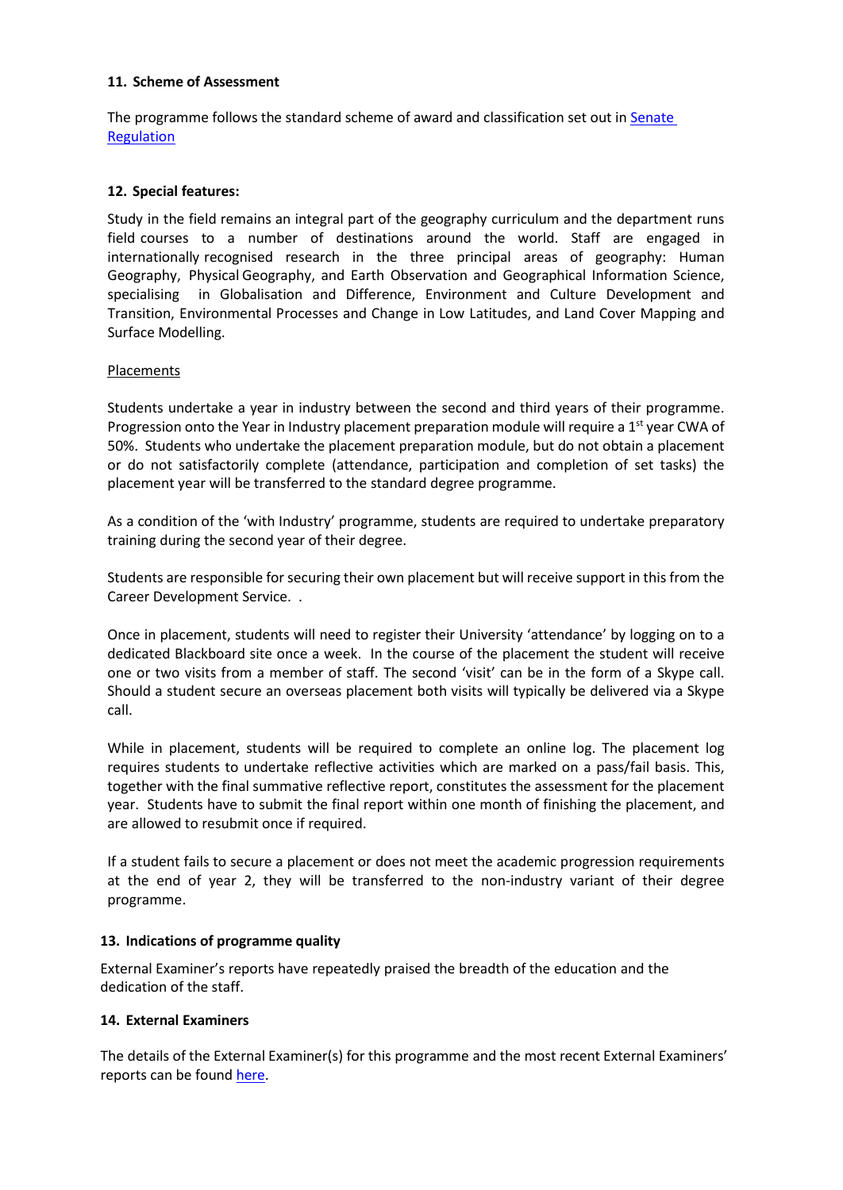**11. Scheme of Assessment**

The programme follows the standard scheme of award and classification set out in [Senate Regulation](#)

**12. Special features:**

Study in the field remains an integral part of the geography curriculum and the department runs field courses to a number of destinations around the world. Staff are engaged in internationally recognised research in the three principal areas of geography: Human Geography, Physical Geography, and Earth Observation and Geographical Information Science, specialising in Globalisation and Difference, Environment and Culture Development and Transition, Environmental Processes and Change in Low Latitudes, and Land Cover Mapping and Surface Modelling.

Placements

Students undertake a year in industry between the second and third years of their programme. Progression onto the Year in Industry placement preparation module will require a 1st year CWA of 50%. Students who undertake the placement preparation module, but do not obtain a placement or do not satisfactorily complete (attendance, participation and completion of set tasks) the placement year will be transferred to the standard degree programme.

As a condition of the 'with Industry' programme, students are required to undertake preparatory training during the second year of their degree.

Students are responsible for securing their own placement but will receive support in this from the Career Development Service. .

Once in placement, students will need to register their University 'attendance' by logging on to a dedicated Blackboard site once a week. In the course of the placement the student will receive one or two visits from a member of staff. The second 'visit' can be in the form of a Skype call. Should a student secure an overseas placement both visits will typically be delivered via a Skype call.

While in placement, students will be required to complete an online log. The placement log requires students to undertake reflective activities which are marked on a pass/fail basis. This, together with the final summative reflective report, constitutes the assessment for the placement year. Students have to submit the final report within one month of finishing the placement, and are allowed to resubmit once if required.

If a student fails to secure a placement or does not meet the academic progression requirements at the end of year 2, they will be transferred to the non-industry variant of their degree programme.

**13. Indications of programme quality**

External Examiner's reports have repeatedly praised the breadth of the education and the dedication of the staff.

**14. External Examiners**

The details of the External Examiner(s) for this programme and the most recent External Examiners' reports can be found [here](#).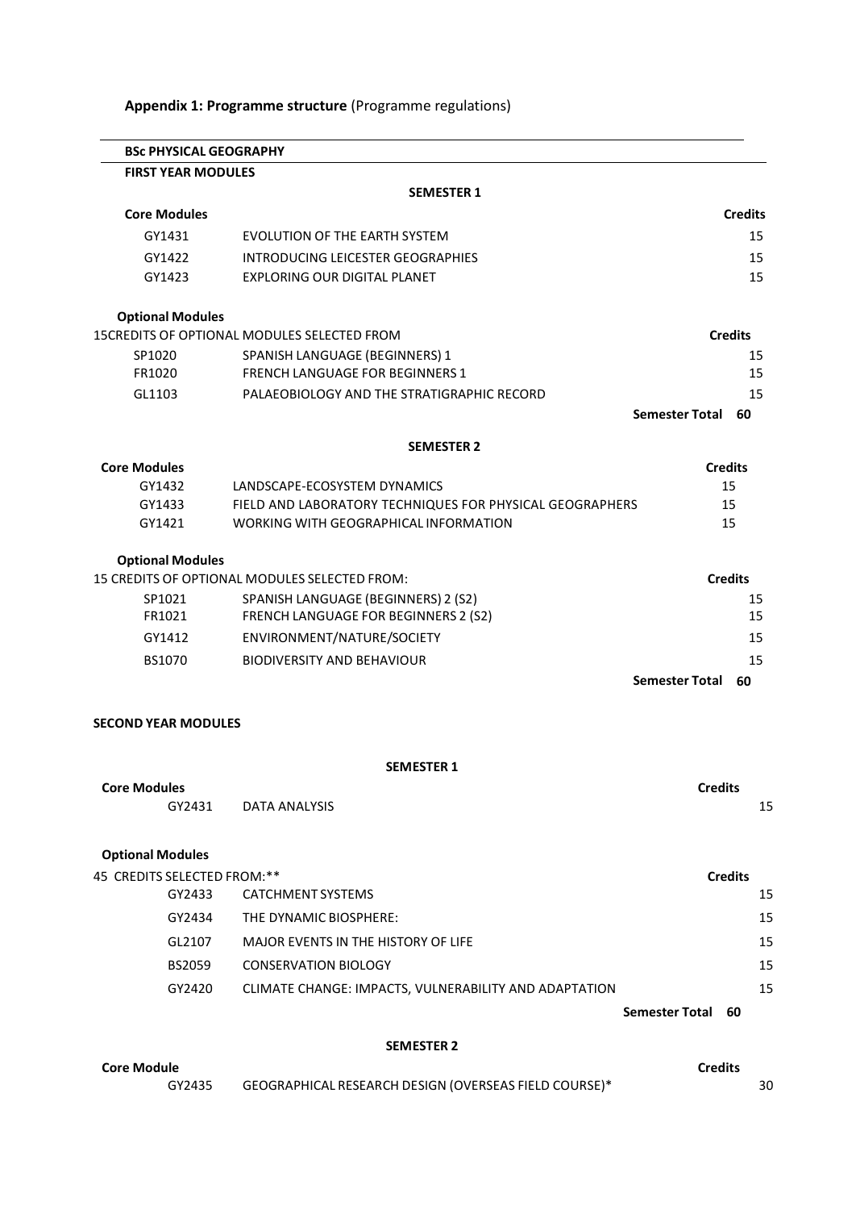**Appendix 1: Programme structure** (Programme regulations)

**BSc PHYSICAL GEOGRAPHY**

**FIRST YEAR MODULES**

**SEMESTER 1**

| **Core Modules** | | **Credits** |
|---|---|---|
| GY1431 | EVOLUTION OF THE EARTH SYSTEM | 15 |
| GY1422 | INTRODUCING LEICESTER GEOGRAPHIES | 15 |
| GY1423 | EXPLORING OUR DIGITAL PLANET | 15 |

**Optional Modules**

| 15CREDITS OF OPTIONAL MODULES SELECTED FROM | | **Credits** |
|---|---|---|
| SP1020 | SPANISH LANGUAGE (BEGINNERS) 1 | 15 |
| FR1020 | FRENCH LANGUAGE FOR BEGINNERS 1 | 15 |
| GL1103 | PALAEOBIOLOGY AND THE STRATIGRAPHIC RECORD | 15 |
| | **Semester Total** | **60** |

**SEMESTER 2**

| **Core Modules** | | **Credits** |
|---|---|---|
| GY1432 | LANDSCAPE-ECOSYSTEM DYNAMICS | 15 |
| GY1433 | FIELD AND LABORATORY TECHNIQUES FOR PHYSICAL GEOGRAPHERS | 15 |
| GY1421 | WORKING WITH GEOGRAPHICAL INFORMATION | 15 |

**Optional Modules**

| 15 CREDITS OF OPTIONAL MODULES SELECTED FROM: | | **Credits** |
|---|---|---|
| SP1021 | SPANISH LANGUAGE (BEGINNERS) 2 (S2) | 15 |
| FR1021 | FRENCH LANGUAGE FOR BEGINNERS 2 (S2) | 15 |
| GY1412 | ENVIRONMENT/NATURE/SOCIETY | 15 |
| BS1070 | BIODIVERSITY AND BEHAVIOUR | 15 |
| | **Semester Total** | **60** |

**SECOND YEAR MODULES**

**SEMESTER 1**

| **Core Modules** | | **Credits** |
|---|---|---|
| GY2431 | DATA ANALYSIS | 15 |

**Optional Modules**

| 45 CREDITS SELECTED FROM:** | | **Credits** |
|---|---|---|
| GY2433 | CATCHMENT SYSTEMS | 15 |
| GY2434 | THE DYNAMIC BIOSPHERE: | 15 |
| GL2107 | MAJOR EVENTS IN THE HISTORY OF LIFE | 15 |
| BS2059 | CONSERVATION BIOLOGY | 15 |
| GY2420 | CLIMATE CHANGE: IMPACTS, VULNERABILITY AND ADAPTATION | 15 |
| | **Semester Total** | **60** |

**SEMESTER 2**

| **Core Module** | | **Credits** |
|---|---|---|
| GY2435 | GEOGRAPHICAL RESEARCH DESIGN (OVERSEAS FIELD COURSE)* | 30 |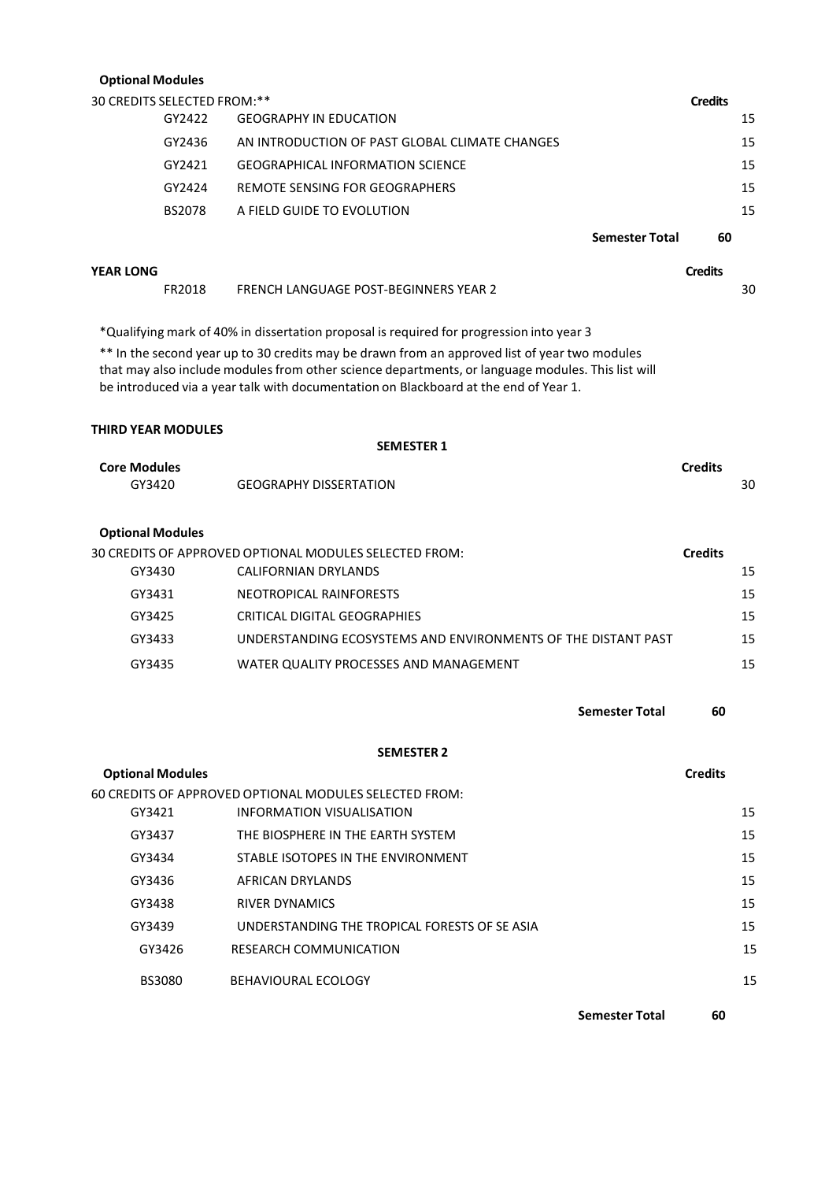**Optional Modules**

| 30 CREDITS SELECTED FROM:** | | Credits |
|---|---|---|
| GY2422 | GEOGRAPHY IN EDUCATION | 15 |
| GY2436 | AN INTRODUCTION OF PAST GLOBAL CLIMATE CHANGES | 15 |
| GY2421 | GEOGRAPHICAL INFORMATION SCIENCE | 15 |
| GY2424 | REMOTE SENSING FOR GEOGRAPHERS | 15 |
| BS2078 | A FIELD GUIDE TO EVOLUTION | 15 |
| | **Semester Total** | **60** |

**YEAR LONG**

| | | Credits |
|---|---|---|
| FR2018 | FRENCH LANGUAGE POST-BEGINNERS YEAR 2 | 30 |

*Qualifying mark of 40% in dissertation proposal is required for progression into year 3

** In the second year up to 30 credits may be drawn from an approved list of year two modules that may also include modules from other science departments, or language modules. This list will be introduced via a year talk with documentation on Blackboard at the end of Year 1.

## THIRD YEAR MODULES

### SEMESTER 1

**Core Modules**

| | | Credits |
|---|---|---|
| GY3420 | GEOGRAPHY DISSERTATION | 30 |

**Optional Modules**

| 30 CREDITS OF APPROVED OPTIONAL MODULES SELECTED FROM: | | Credits |
|---|---|---|
| GY3430 | CALIFORNIAN DRYLANDS | 15 |
| GY3431 | NEOTROPICAL RAINFORESTS | 15 |
| GY3425 | CRITICAL DIGITAL GEOGRAPHIES | 15 |
| GY3433 | UNDERSTANDING ECOSYSTEMS AND ENVIRONMENTS OF THE DISTANT PAST | 15 |
| GY3435 | WATER QUALITY PROCESSES AND MANAGEMENT | 15 |
| | **Semester Total** | **60** |

### SEMESTER 2

**Optional Modules**

| 60 CREDITS OF APPROVED OPTIONAL MODULES SELECTED FROM: | | Credits |
|---|---|---|
| GY3421 | INFORMATION VISUALISATION | 15 |
| GY3437 | THE BIOSPHERE IN THE EARTH SYSTEM | 15 |
| GY3434 | STABLE ISOTOPES IN THE ENVIRONMENT | 15 |
| GY3436 | AFRICAN DRYLANDS | 15 |
| GY3438 | RIVER DYNAMICS | 15 |
| GY3439 | UNDERSTANDING THE TROPICAL FORESTS OF SE ASIA | 15 |
| GY3426 | RESEARCH COMMUNICATION | 15 |
| BS3080 | BEHAVIOURAL ECOLOGY | 15 |
| | **Semester Total** | **60** |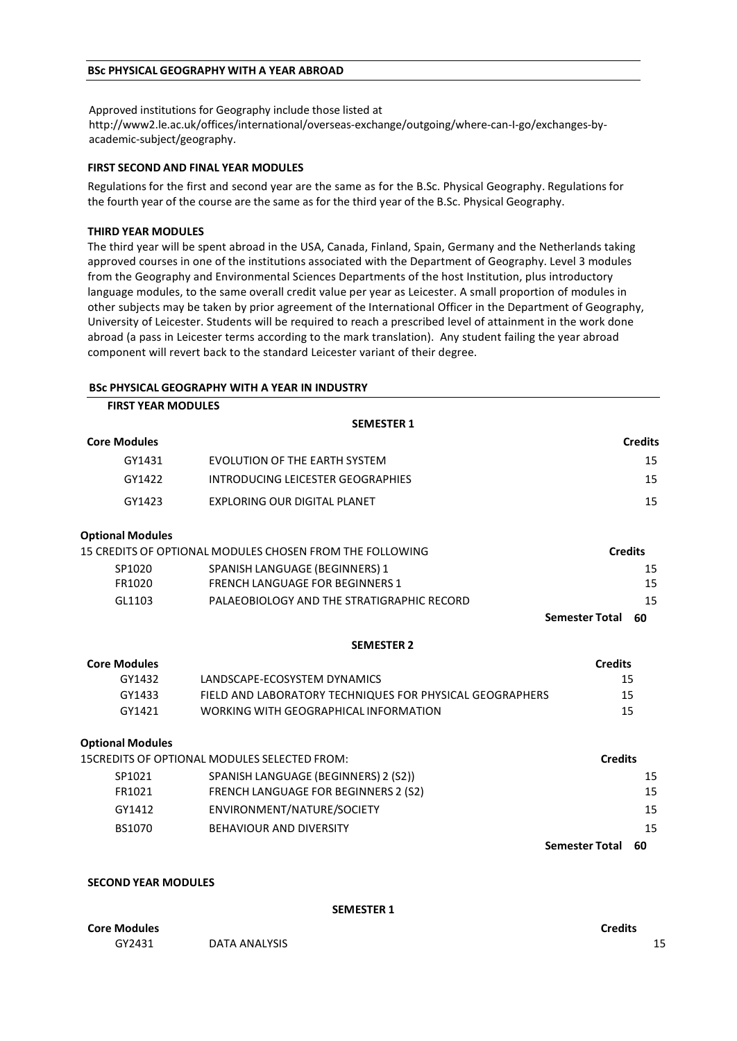## BSc PHYSICAL GEOGRAPHY WITH A YEAR ABROAD

Approved institutions for Geography include those listed at http://www2.le.ac.uk/offices/international/overseas-exchange/outgoing/where-can-I-go/exchanges-by-academic-subject/geography.

### FIRST SECOND AND FINAL YEAR MODULES

Regulations for the first and second year are the same as for the B.Sc. Physical Geography. Regulations for the fourth year of the course are the same as for the third year of the B.Sc. Physical Geography.

### THIRD YEAR MODULES

The third year will be spent abroad in the USA, Canada, Finland, Spain, Germany and the Netherlands taking approved courses in one of the institutions associated with the Department of Geography. Level 3 modules from the Geography and Environmental Sciences Departments of the host Institution, plus introductory language modules, to the same overall credit value per year as Leicester. A small proportion of modules in other subjects may be taken by prior agreement of the International Officer in the Department of Geography, University of Leicester. Students will be required to reach a prescribed level of attainment in the work done abroad (a pass in Leicester terms according to the mark translation). Any student failing the year abroad component will revert back to the standard Leicester variant of their degree.

## BSc PHYSICAL GEOGRAPHY WITH A YEAR IN INDUSTRY

### FIRST YEAR MODULES

#### SEMESTER 1

**Core Modules**

| | | Credits |
|---|---|---|
| GY1431 | EVOLUTION OF THE EARTH SYSTEM | 15 |
| GY1422 | INTRODUCING LEICESTER GEOGRAPHIES | 15 |
| GY1423 | EXPLORING OUR DIGITAL PLANET | 15 |

**Optional Modules**

15 CREDITS OF OPTIONAL MODULES CHOSEN FROM THE FOLLOWING

| | | Credits |
|---|---|---|
| SP1020 | SPANISH LANGUAGE (BEGINNERS) 1 | 15 |
| FR1020 | FRENCH LANGUAGE FOR BEGINNERS 1 | 15 |
| GL1103 | PALAEOBIOLOGY AND THE STRATIGRAPHIC RECORD | 15 |
| | **Semester Total** | **60** |

#### SEMESTER 2

**Core Modules**

| | | Credits |
|---|---|---|
| GY1432 | LANDSCAPE-ECOSYSTEM DYNAMICS | 15 |
| GY1433 | FIELD AND LABORATORY TECHNIQUES FOR PHYSICAL GEOGRAPHERS | 15 |
| GY1421 | WORKING WITH GEOGRAPHICAL INFORMATION | 15 |

**Optional Modules**

15CREDITS OF OPTIONAL MODULES SELECTED FROM:

| | | Credits |
|---|---|---|
| SP1021 | SPANISH LANGUAGE (BEGINNERS) 2 (S2)) | 15 |
| FR1021 | FRENCH LANGUAGE FOR BEGINNERS 2 (S2) | 15 |
| GY1412 | ENVIRONMENT/NATURE/SOCIETY | 15 |
| BS1070 | BEHAVIOUR AND DIVERSITY | 15 |
| | **Semester Total** | **60** |

### SECOND YEAR MODULES

#### SEMESTER 1

**Core Modules**

| | | Credits |
|---|---|---|
| GY2431 | DATA ANALYSIS | 15 |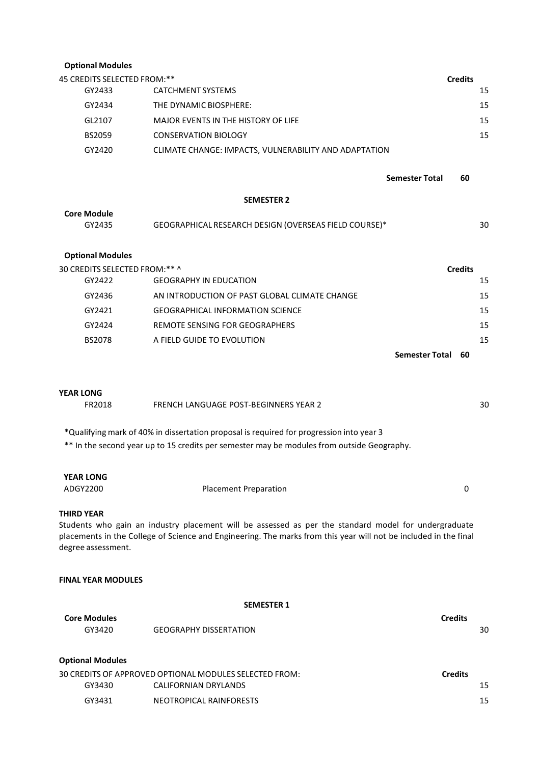**Optional Modules**

45 CREDITS SELECTED FROM:**

| | | Credits |
|---|---|---|
| GY2433 | CATCHMENT SYSTEMS | 15 |
| GY2434 | THE DYNAMIC BIOSPHERE: | 15 |
| GL2107 | MAJOR EVENTS IN THE HISTORY OF LIFE | 15 |
| BS2059 | CONSERVATION BIOLOGY | 15 |
| GY2420 | CLIMATE CHANGE: IMPACTS, VULNERABILITY AND ADAPTATION | |

**Semester Total 60**

**SEMESTER 2**

**Core Module**

| | | |
|---|---|---|
| GY2435 | GEOGRAPHICAL RESEARCH DESIGN (OVERSEAS FIELD COURSE)* | 30 |

**Optional Modules**

30 CREDITS SELECTED FROM:** ^

| | | Credits |
|---|---|---|
| GY2422 | GEOGRAPHY IN EDUCATION | 15 |
| GY2436 | AN INTRODUCTION OF PAST GLOBAL CLIMATE CHANGE | 15 |
| GY2421 | GEOGRAPHICAL INFORMATION SCIENCE | 15 |
| GY2424 | REMOTE SENSING FOR GEOGRAPHERS | 15 |
| BS2078 | A FIELD GUIDE TO EVOLUTION | 15 |

**Semester Total 60**

**YEAR LONG**

| | | |
|---|---|---|
| FR2018 | FRENCH LANGUAGE POST-BEGINNERS YEAR 2 | 30 |

*Qualifying mark of 40% in dissertation proposal is required for progression into year 3

** In the second year up to 15 credits per semester may be modules from outside Geography.

**YEAR LONG**

| | | |
|---|---|---|
| ADGY2200 | Placement Preparation | 0 |

**THIRD YEAR**

Students who gain an industry placement will be assessed as per the standard model for undergraduate placements in the College of Science and Engineering. The marks from this year will not be included in the final degree assessment.

**FINAL YEAR MODULES**

**SEMESTER 1**

**Core Modules**

| | | Credits |
|---|---|---|
| GY3420 | GEOGRAPHY DISSERTATION | 30 |

**Optional Modules**

30 CREDITS OF APPROVED OPTIONAL MODULES SELECTED FROM:

| | | Credits |
|---|---|---|
| GY3430 | CALIFORNIAN DRYLANDS | 15 |
| GY3431 | NEOTROPICAL RAINFORESTS | 15 |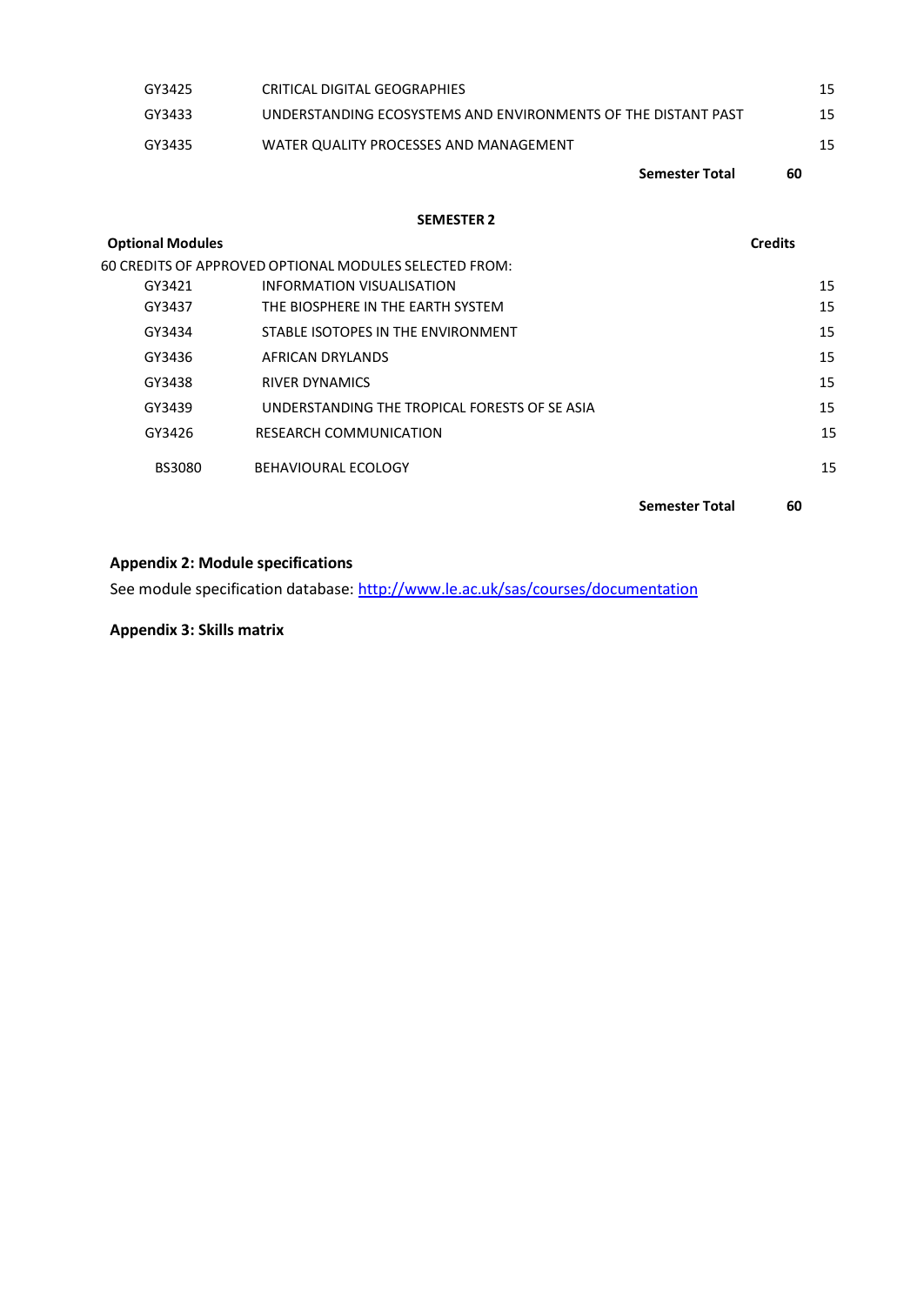| | | |
|---|---|---|
| GY3425 | CRITICAL DIGITAL GEOGRAPHIES | 15 |
| GY3433 | UNDERSTANDING ECOSYSTEMS AND ENVIRONMENTS OF THE DISTANT PAST | 15 |
| GY3435 | WATER QUALITY PROCESSES AND MANAGEMENT | 15 |
| | **Semester Total** | **60** |

**SEMESTER 2**

| **Optional Modules** | | **Credits** |
|---|---|---|
| 60 CREDITS OF APPROVED OPTIONAL MODULES SELECTED FROM: | | |
| GY3421 | INFORMATION VISUALISATION | 15 |
| GY3437 | THE BIOSPHERE IN THE EARTH SYSTEM | 15 |
| GY3434 | STABLE ISOTOPES IN THE ENVIRONMENT | 15 |
| GY3436 | AFRICAN DRYLANDS | 15 |
| GY3438 | RIVER DYNAMICS | 15 |
| GY3439 | UNDERSTANDING THE TROPICAL FORESTS OF SE ASIA | 15 |
| GY3426 | RESEARCH COMMUNICATION | 15 |
| BS3080 | BEHAVIOURAL ECOLOGY | 15 |
| | **Semester Total** | **60** |

**Appendix 2: Module specifications**

See module specification database: [http://www.le.ac.uk/sas/courses/documentation](http://www.le.ac.uk/sas/courses/documentation)

**Appendix 3: Skills matrix**